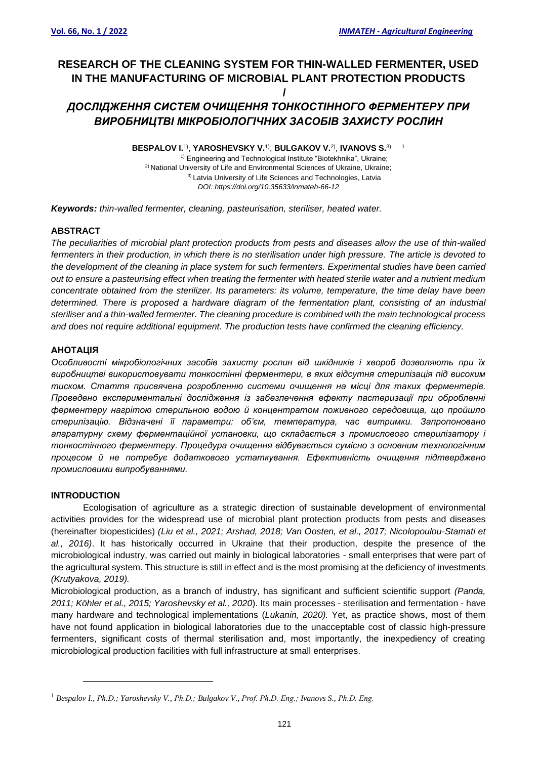# RESEARCH OF THE CLEANING SYSTEM FOR THIN-WALLED FERMENTER, USED IN THE MANUFACTURING OF MICROBIAL PLANT PROTECTION PRODUCTS

/

# *ДОСЛІДЖЕННЯ СИСТЕМ ОЧИЩЕННЯ ТОНКОСТІННОГО ФЕРМЕНТЕРУ ПРИ ВИРОБНИЦТВІ МІКРОБІОЛОГІЧНИХ ЗАСОБІВ ЗАХИСТУ РОСЛИН*

**BESPALOV I.**[1)], **YAROSHEVSKY V.**[1)], **BULGAKOV V.**[2)], **IVANOVS S.**[3)] [1]

[1)] Engineering and Technological Institute "Biotekhnika", Ukraine;
[2)] National University of Life and Environmental Sciences of Ukraine, Ukraine;
[3)] Latvia University of Life Sciences and Technologies, Latvia
*DOI: https://doi.org/10.35633/inmateh-66-12*

***Keywords:*** *thin-walled fermenter, cleaning, pasteurisation, steriliser, heated water.*

## ABSTRACT

*The peculiarities of microbial plant protection products from pests and diseases allow the use of thin-walled fermenters in their production, in which there is no sterilisation under high pressure. The article is devoted to the development of the cleaning in place system for such fermenters. Experimental studies have been carried out to ensure a pasteurising effect when treating the fermenter with heated sterile water and a nutrient medium concentrate obtained from the sterilizer. Its parameters: its volume, temperature, the time delay have been determined. There is proposed a hardware diagram of the fermentation plant, consisting of an industrial steriliser and a thin-walled fermenter. The cleaning procedure is combined with the main technological process and does not require additional equipment. The production tests have confirmed the cleaning efficiency.*

## АНОТАЦІЯ

*Особливості мікробіологічних засобів захисту рослин від шкідників і хвороб дозволяють при їх виробництві використовувати тонкостінні ферментери, в яких відсутня стерилізація під високим тиском. Стаття присвячена розробленню системи очищення на місці для таких ферментерів. Проведено експериментальні дослідження із забезпечення ефекту пастеризації при обробленні ферментеру нагрітою стерильною водою й концентратом поживного середовища, що пройшло стерилізацію. Відзначені її параметри: об'єм, температура, час витримки. Запропоновано апаратурну схему ферментаційної установки, що складається з промислового стерилізатору і тонкостінного ферментеру. Процедура очищення відбувається сумісно з основним технологічним процесом й не потребує додаткового устаткування. Ефективність очищення підтверджено промисловими випробуваннями.*

## INTRODUCTION

Ecologisation of agriculture as a strategic direction of sustainable development of environmental activities provides for the widespread use of microbial plant protection products from pests and diseases (hereinafter biopesticides) *(Liu et al., 2021; Arshad, 2018; Van Oosten, et al., 2017; Nicolopoulou-Stamati et al., 2016)*. It has historically occurred in Ukraine that their production, despite the presence of the microbiological industry, was carried out mainly in biological laboratories - small enterprises that were part of the agricultural system. This structure is still in effect and is the most promising at the deficiency of investments *(Krutyakova, 2019).*

Microbiological production, as a branch of industry, has significant and sufficient scientific support *(Panda, 2011; Köhler et al., 2015; Yaroshevsky et al., 2020*). Its main processes - sterilisation and fermentation - have many hardware and technological implementations (*Lukanin, 2020).* Yet, as practice shows, most of them have not found application in biological laboratories due to the unacceptable cost of classic high-pressure fermenters, significant costs of thermal sterilisation and, most importantly, the inexpediency of creating microbiological production facilities with full infrastructure at small enterprises.

[1] *Bespalov I., Ph.D.; Yaroshevsky V., Ph.D.; Bulgakov V., Prof. Ph.D. Eng.; Ivanovs S., Ph.D. Eng.*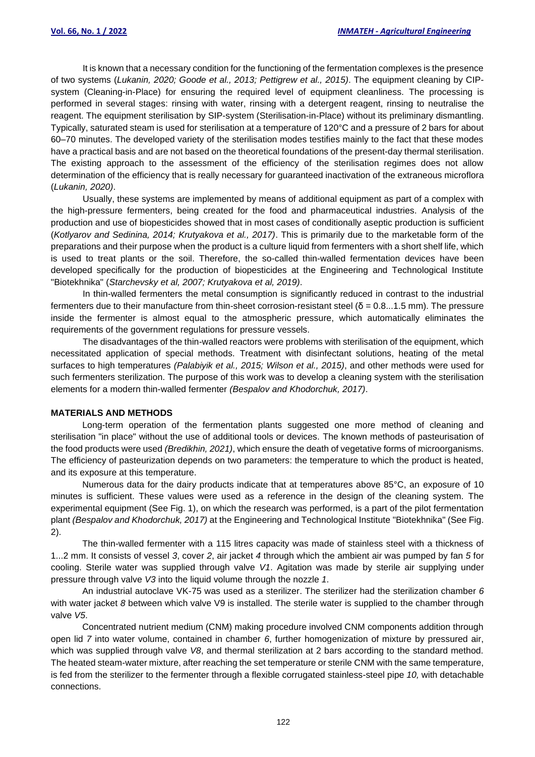It is known that a necessary condition for the functioning of the fermentation complexes is the presence of two systems (*Lukanin, 2020; Goode et al., 2013; Pettigrew et al., 2015)*. The equipment cleaning by CIP-system (Cleaning-in-Place) for ensuring the required level of equipment cleanliness. The processing is performed in several stages: rinsing with water, rinsing with a detergent reagent, rinsing to neutralise the reagent. The equipment sterilisation by SIP-system (Sterilisation-in-Place) without its preliminary dismantling. Typically, saturated steam is used for sterilisation at a temperature of 120°C and a pressure of 2 bars for about 60–70 minutes. The developed variety of the sterilisation modes testifies mainly to the fact that these modes have a practical basis and are not based on the theoretical foundations of the present-day thermal sterilisation. The existing approach to the assessment of the efficiency of the sterilisation regimes does not allow determination of the efficiency that is really necessary for guaranteed inactivation of the extraneous microflora (*Lukanin, 2020)*.

Usually, these systems are implemented by means of additional equipment as part of a complex with the high-pressure fermenters, being created for the food and pharmaceutical industries. Analysis of the production and use of biopesticides showed that in most cases of conditionally aseptic production is sufficient (*Kotlyarov and Sedinina, 2014; Krutyakova et al., 2017)*. This is primarily due to the marketable form of the preparations and their purpose when the product is a culture liquid from fermenters with a short shelf life, which is used to treat plants or the soil. Therefore, the so-called thin-walled fermentation devices have been developed specifically for the production of biopesticides at the Engineering and Technological Institute "Biotekhnika" (*Starchevsky et al, 2007; Krutyakova et al, 2019)*.

In thin-walled fermenters the metal consumption is significantly reduced in contrast to the industrial fermenters due to their manufacture from thin-sheet corrosion-resistant steel ($\delta$ = 0.8...1.5 mm). The pressure inside the fermenter is almost equal to the atmospheric pressure, which automatically eliminates the requirements of the government regulations for pressure vessels.

The disadvantages of the thin-walled reactors were problems with sterilisation of the equipment, which necessitated application of special methods. Treatment with disinfectant solutions, heating of the metal surfaces to high temperatures *(Palabiyik et al., 2015; Wilson et al., 2015)*, and other methods were used for such fermenters sterilization. The purpose of this work was to develop a cleaning system with the sterilisation elements for a modern thin-walled fermenter *(Bespalov and Khodorchuk, 2017)*.

## MATERIALS AND METHODS

Long-term operation of the fermentation plants suggested one more method of cleaning and sterilisation "in place" without the use of additional tools or devices. The known methods of pasteurisation of the food products were used *(Bredikhin, 2021)*, which ensure the death of vegetative forms of microorganisms. The efficiency of pasteurization depends on two parameters: the temperature to which the product is heated, and its exposure at this temperature.

Numerous data for the dairy products indicate that at temperatures above 85°C, an exposure of 10 minutes is sufficient. These values were used as a reference in the design of the cleaning system. The experimental equipment (See Fig. 1), on which the research was performed, is a part of the pilot fermentation plant *(Bespalov and Khodorchuk, 2017)* at the Engineering and Technological Institute "Biotekhnika" (See Fig. 2).

The thin-walled fermenter with a 115 litres capacity was made of stainless steel with a thickness of 1...2 mm. It consists of vessel *3*, cover *2*, air jacket *4* through which the ambient air was pumped by fan *5* for cooling. Sterile water was supplied through valve *V1*. Agitation was made by sterile air supplying under pressure through valve *V3* into the liquid volume through the nozzle *1*.

An industrial autoclave VK-75 was used as a sterilizer. The sterilizer had the sterilization chamber *6* with water jacket *8* between which valve V9 is installed. The sterile water is supplied to the chamber through valve *V5*.

Concentrated nutrient medium (CNM) making procedure involved CNM components addition through open lid *7* into water volume, contained in chamber *6*, further homogenization of mixture by pressured air, which was supplied through valve *V8*, and thermal sterilization at 2 bars according to the standard method. The heated steam-water mixture, after reaching the set temperature or sterile CNM with the same temperature, is fed from the sterilizer to the fermenter through a flexible corrugated stainless-steel pipe *10,* with detachable connections.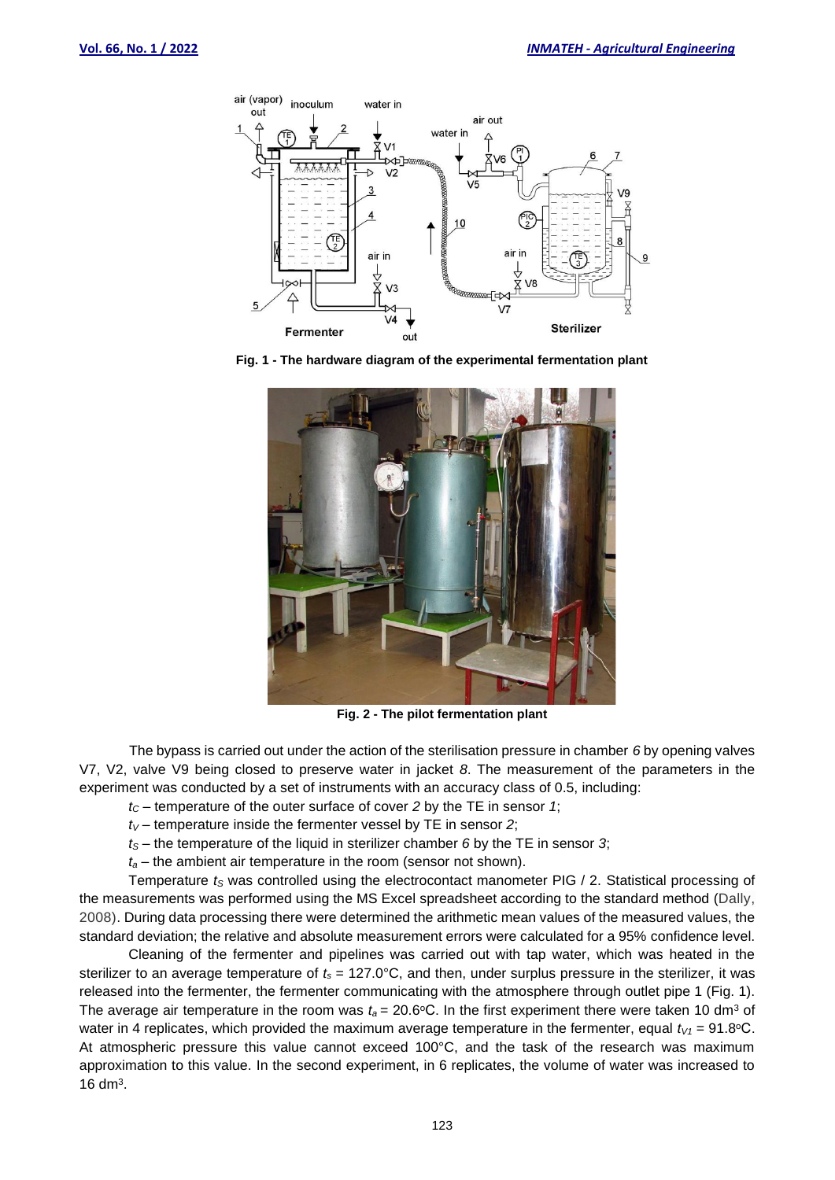Fig. 1 - The hardware diagram of the experimental fermentation plant

Fig. 2 - The pilot fermentation plant

The bypass is carried out under the action of the sterilisation pressure in chamber *6* by opening valves V7, V2, valve V9 being closed to preserve water in jacket *8*. The measurement of the parameters in the experiment was conducted by a set of instruments with an accuracy class of 0.5, including:

$t_C$ – temperature of the outer surface of cover *2* by the TE in sensor *1*;

$t_V$ – temperature inside the fermenter vessel by TE in sensor *2*;

$t_S$ – the temperature of the liquid in sterilizer chamber *6* by the TE in sensor *3*;

$t_a$ – the ambient air temperature in the room (sensor not shown).

Temperature $t_S$ was controlled using the electrocontact manometer PIG / 2. Statistical processing of the measurements was performed using the MS Excel spreadsheet according to the standard method (Dally, 2008). During data processing there were determined the arithmetic mean values of the measured values, the standard deviation; the relative and absolute measurement errors were calculated for a 95% confidence level.

Cleaning of the fermenter and pipelines was carried out with tap water, which was heated in the sterilizer to an average temperature of $t_s$ = 127.0°C, and then, under surplus pressure in the sterilizer, it was released into the fermenter, the fermenter communicating with the atmosphere through outlet pipe 1 (Fig. 1). The average air temperature in the room was $t_a$ = 20.6°C. In the first experiment there were taken 10 dm$^3$ of water in 4 replicates, which provided the maximum average temperature in the fermenter, equal $t_{V1}$ = 91.8°C. At atmospheric pressure this value cannot exceed 100°C, and the task of the research was maximum approximation to this value. In the second experiment, in 6 replicates, the volume of water was increased to 16 dm$^3$.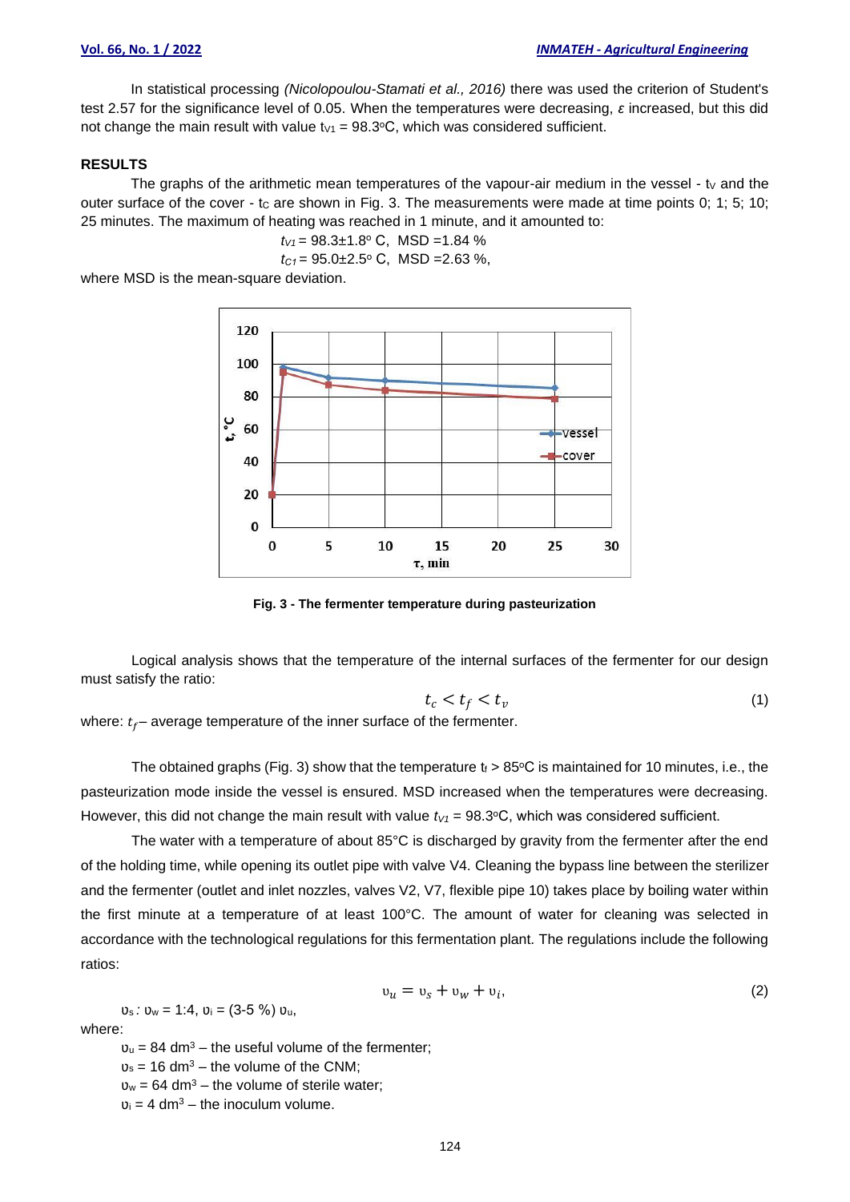In statistical processing *(Nicolopoulou-Stamati et al., 2016)* there was used the criterion of Student's test 2.57 for the significance level of 0.05. When the temperatures were decreasing, $\varepsilon$ increased, but this did not change the main result with value $t_{V1}$ = 98.3°C, which was considered sufficient.

## RESULTS

The graphs of the arithmetic mean temperatures of the vapour-air medium in the vessel - $t_V$ and the outer surface of the cover - $t_C$ are shown in Fig. 3. The measurements were made at time points 0; 1; 5; 10; 25 minutes. The maximum of heating was reached in 1 minute, and it amounted to:

$t_{V1}$ = 98.3±1.8° C, MSD =1.84 %

$t_{C1}$ = 95.0±2.5° C, MSD =2.63 %,

where MSD is the mean-square deviation.

**Fig. 3 - The fermenter temperature during pasteurization**

Logical analysis shows that the temperature of the internal surfaces of the fermenter for our design must satisfy the ratio:

$$t_c < t_f < t_v \tag{1}$$

where: $t_f$ – average temperature of the inner surface of the fermenter.

The obtained graphs (Fig. 3) show that the temperature $t_f$ > 85°C is maintained for 10 minutes, i.e., the pasteurization mode inside the vessel is ensured. MSD increased when the temperatures were decreasing. However, this did not change the main result with value $t_{V1}$ = 98.3°C, which was considered sufficient.

The water with a temperature of about 85°C is discharged by gravity from the fermenter after the end of the holding time, while opening its outlet pipe with valve V4. Cleaning the bypass line between the sterilizer and the fermenter (outlet and inlet nozzles, valves V2, V7, flexible pipe 10) takes place by boiling water within the first minute at a temperature of at least 100°C. The amount of water for cleaning was selected in accordance with the technological regulations for this fermentation plant. The regulations include the following ratios:

$$\upsilon_u = \upsilon_s + \upsilon_w + \upsilon_i, \tag{2}$$

$\upsilon_s : \upsilon_w$ = 1:4, $\upsilon_i$ = (3-5 %) $\upsilon_u$,

where:

$\upsilon_u$ = 84 dm³ – the useful volume of the fermenter;

$\upsilon_s$ = 16 dm³ – the volume of the CNM;

$\upsilon_w$ = 64 dm³ – the volume of sterile water;

$\upsilon_i$ = 4 dm³ – the inoculum volume.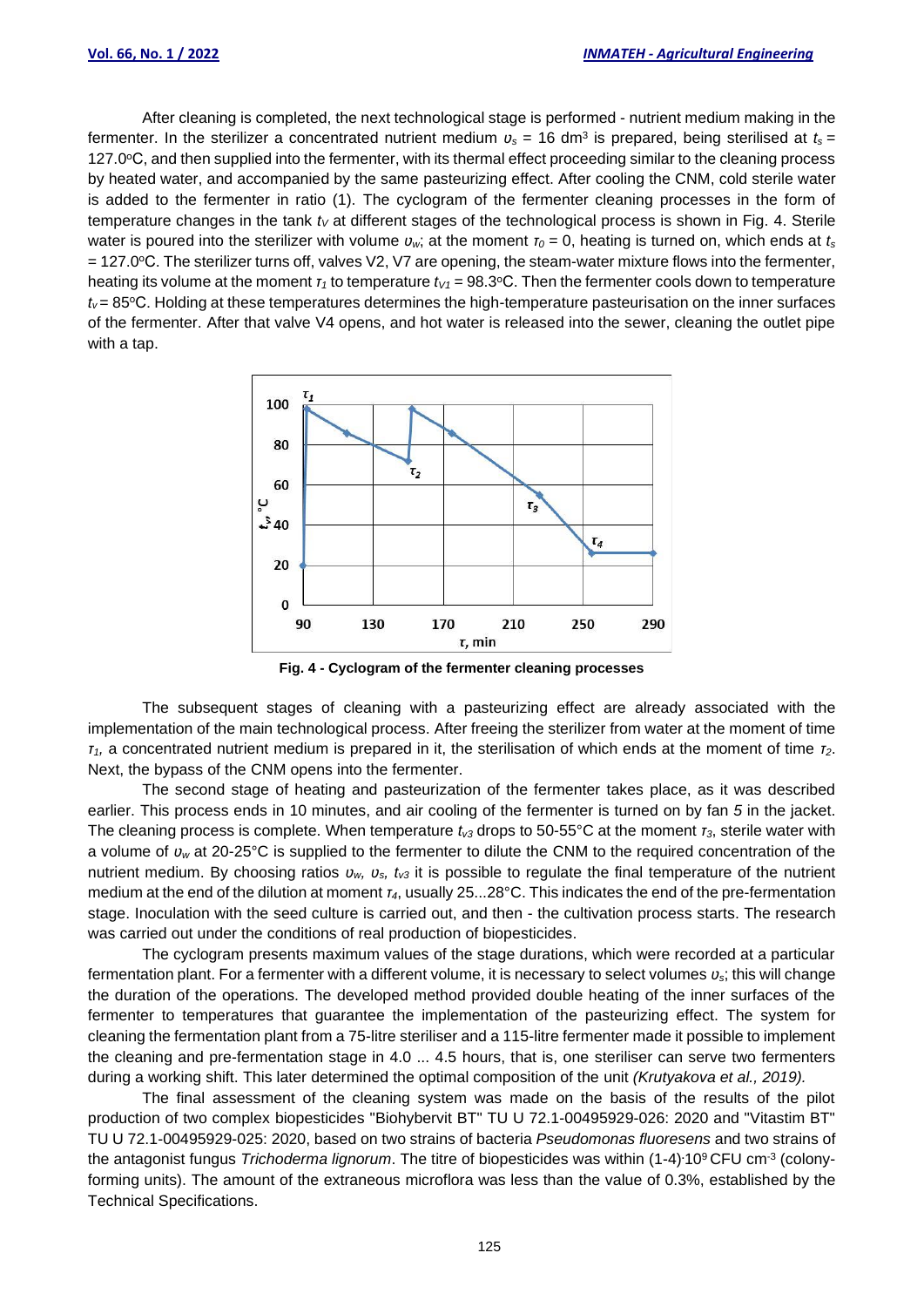After cleaning is completed, the next technological stage is performed - nutrient medium making in the fermenter. In the sterilizer a concentrated nutrient medium $\upsilon_s$ = 16 dm$^3$ is prepared, being sterilised at $t_s$ = 127.0°C, and then supplied into the fermenter, with its thermal effect proceeding similar to the cleaning process by heated water, and accompanied by the same pasteurizing effect. After cooling the CNM, cold sterile water is added to the fermenter in ratio (1). The cyclogram of the fermenter cleaning processes in the form of temperature changes in the tank $t_V$ at different stages of the technological process is shown in Fig. 4. Sterile water is poured into the sterilizer with volume $\upsilon_w$; at the moment $\tau_0$ = 0, heating is turned on, which ends at $t_s$ = 127.0°C. The sterilizer turns off, valves V2, V7 are opening, the steam-water mixture flows into the fermenter, heating its volume at the moment $\tau_1$ to temperature $t_{V1}$ = 98.3°C. Then the fermenter cools down to temperature $t_v$ = 85°C. Holding at these temperatures determines the high-temperature pasteurisation on the inner surfaces of the fermenter. After that valve V4 opens, and hot water is released into the sewer, cleaning the outlet pipe with a tap.

**Fig. 4 - Cyclogram of the fermenter cleaning processes**

The subsequent stages of cleaning with a pasteurizing effect are already associated with the implementation of the main technological process. After freeing the sterilizer from water at the moment of time $\tau_1$, a concentrated nutrient medium is prepared in it, the sterilisation of which ends at the moment of time $\tau_2$. Next, the bypass of the CNM opens into the fermenter.

The second stage of heating and pasteurization of the fermenter takes place, as it was described earlier. This process ends in 10 minutes, and air cooling of the fermenter is turned on by fan *5* in the jacket. The cleaning process is complete. When temperature $t_{v3}$ drops to 50-55°C at the moment $\tau_3$, sterile water with a volume of $\upsilon_w$ at 20-25°C is supplied to the fermenter to dilute the CNM to the required concentration of the nutrient medium. By choosing ratios $\upsilon_w$, $\upsilon_s$, $t_{v3}$ it is possible to regulate the final temperature of the nutrient medium at the end of the dilution at moment $\tau_4$, usually 25...28°C. This indicates the end of the pre-fermentation stage. Inoculation with the seed culture is carried out, and then - the cultivation process starts. The research was carried out under the conditions of real production of biopesticides.

The cyclogram presents maximum values of the stage durations, which were recorded at a particular fermentation plant. For a fermenter with a different volume, it is necessary to select volumes $\upsilon_s$; this will change the duration of the operations. The developed method provided double heating of the inner surfaces of the fermenter to temperatures that guarantee the implementation of the pasteurizing effect. The system for cleaning the fermentation plant from a 75-litre steriliser and a 115-litre fermenter made it possible to implement the cleaning and pre-fermentation stage in 4.0 ... 4.5 hours, that is, one steriliser can serve two fermenters during a working shift. This later determined the optimal composition of the unit *(Krutyakova et al., 2019).*

The final assessment of the cleaning system was made on the basis of the results of the pilot production of two complex biopesticides "Biohybervit BT" TU U 72.1-00495929-026: 2020 and "Vitastim BT" TU U 72.1-00495929-025: 2020, based on two strains of bacteria *Pseudomonas fluoresens* and two strains of the antagonist fungus *Trichoderma lignorum*. The titre of biopesticides was within (1-4)·10$^9$ CFU cm$^{-3}$ (colony-forming units). The amount of the extraneous microflora was less than the value of 0.3%, established by the Technical Specifications.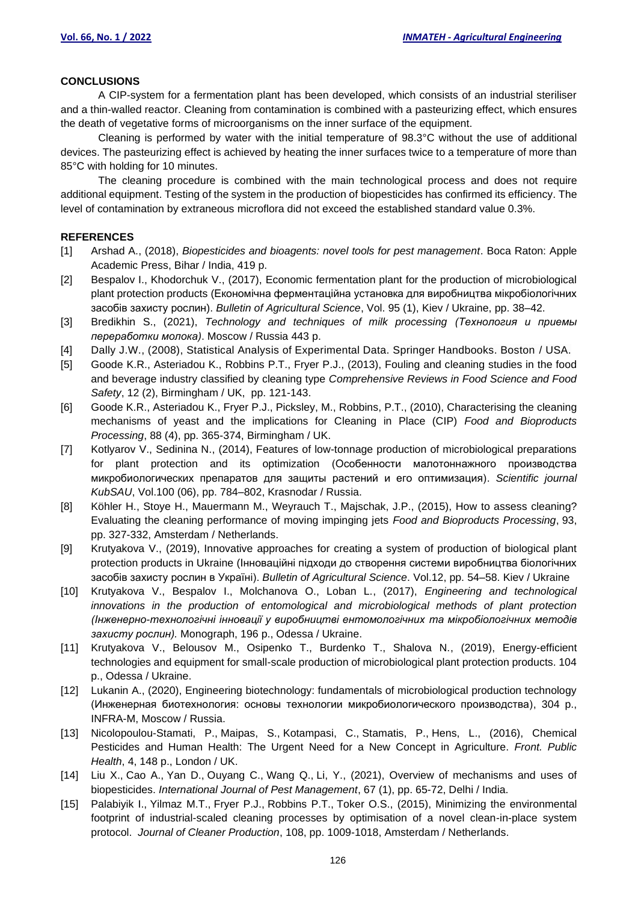## CONCLUSIONS

A CIP-system for a fermentation plant has been developed, which consists of an industrial steriliser and a thin-walled reactor. Cleaning from contamination is combined with a pasteurizing effect, which ensures the death of vegetative forms of microorganisms on the inner surface of the equipment.

Cleaning is performed by water with the initial temperature of 98.3°C without the use of additional devices. The pasteurizing effect is achieved by heating the inner surfaces twice to a temperature of more than 85°C with holding for 10 minutes.

The cleaning procedure is combined with the main technological process and does not require additional equipment. Testing of the system in the production of biopesticides has confirmed its efficiency. The level of contamination by extraneous microflora did not exceed the established standard value 0.3%.

## REFERENCES

[1] Arshad A., (2018), *Biopesticides and bioagents: novel tools for pest management*. Boca Raton: Apple Academic Press, Bihar / India, 419 p.

[2] Bespalov I., Khodorchuk V., (2017), Economic fermentation plant for the production of microbiological plant protection products (Економічна ферментаційна установка для виробництва мікробіологічних засобів захисту рослин). *Bulletin of Agricultural Science*, Vol. 95 (1), Kiev / Ukraine, pp. 38–42.

[3] Bredikhin S., (2021), *Technology and techniques of milk processing (Технология и приемы переработки молока)*. Moscow / Russia 443 p.

[4] Dally J.W., (2008), Statistical Analysis of Experimental Data. Springer Handbooks. Boston / USA.

[5] Goode K.R., Asteriadou K., Robbins P.T., Fryer P.J., (2013), Fouling and cleaning studies in the food and beverage industry classified by cleaning type *Comprehensive Reviews in Food Science and Food Safety*, 12 (2), Birmingham / UK, pp. 121-143.

[6] Goode K.R., Asteriadou K., Fryer P.J., Picksley, M., Robbins, P.T., (2010), Characterising the cleaning mechanisms of yeast and the implications for Cleaning in Place (CIP) *Food and Bioproducts Processing*, 88 (4), pp. 365-374, Birmingham / UK.

[7] Kotlyarov V., Sedinina N., (2014), Features of low-tonnage production of microbiological preparations for plant protection and its optimization (Особенности малотоннажного производства микробиологических препаратов для защиты растений и его оптимизация). *Scientific journal KubSAU*, Vol.100 (06), pp. 784–802, Krasnodar / Russia.

[8] Köhler H., Stoye H., Mauermann M., Weyrauch T., Majschak, J.P., (2015), How to assess cleaning? Evaluating the cleaning performance of moving impinging jets *Food and Bioproducts Processing*, 93, pp. 327-332, Amsterdam / Netherlands.

[9] Krutyakova V., (2019), Innovative approaches for creating a system of production of biological plant protection products in Ukraine (Інноваційні підходи до створення системи виробництва біологічних засобів захисту рослин в Україні). *Bulletin of Agricultural Science*. Vol.12, pp. 54–58. Kiev / Ukraine

[10] Krutyakova V., Bespalov I., Molchanova O., Loban L., (2017), *Engineering and technological innovations in the production of entomological and microbiological methods of plant protection (Інженерно-технологічні інновації у виробництві ентомологічних та мікробіологічних методів захисту рослин).* Monograph, 196 p., Odessa / Ukraine.

[11] Krutyakova V., Belousov M., Osipenko T., Burdenko T., Shalova N., (2019), Energy-efficient technologies and equipment for small-scale production of microbiological plant protection products. 104 p., Odessa / Ukraine.

[12] Lukanin A., (2020), Engineering biotechnology: fundamentals of microbiological production technology (Инженерная биотехнология: основы технологии микробиологического производства), 304 p., INFRA-M, Moscow / Russia.

[13] Nicolopoulou-Stamati, P., Maipas, S., Kotampasi, C., Stamatis, P., Hens, L., (2016), Chemical Pesticides and Human Health: The Urgent Need for a New Concept in Agriculture. *Front. Public Health*, 4, 148 p., London / UK.

[14] Liu X., Cao A., Yan D., Ouyang C., Wang Q., Li, Y., (2021), Overview of mechanisms and uses of biopesticides. *International Journal of Pest Management*, 67 (1), pp. 65-72, Delhi / India.

[15] Palabiyik I., Yilmaz M.T., Fryer P.J., Robbins P.T., Toker O.S., (2015), Minimizing the environmental footprint of industrial-scaled cleaning processes by optimisation of a novel clean-in-place system protocol. *Journal of Cleaner Production*, 108, pp. 1009-1018, Amsterdam / Netherlands.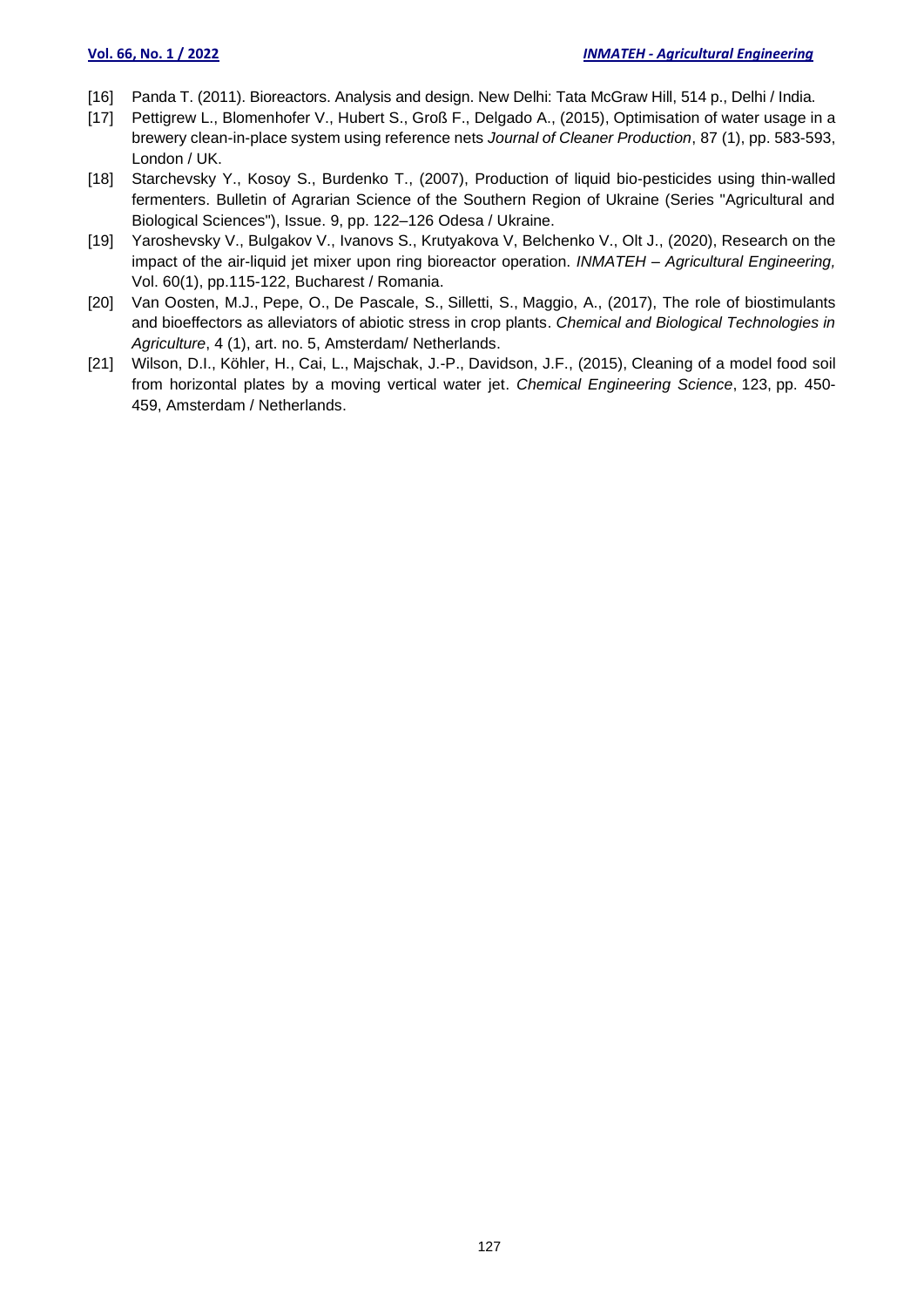[16] Panda T. (2011). Bioreactors. Analysis and design. New Delhi: Tata McGraw Hill, 514 p., Delhi / India.

[17] Pettigrew L., Blomenhofer V., Hubert S., Groß F., Delgado A., (2015), Optimisation of water usage in a brewery clean-in-place system using reference nets *Journal of Cleaner Production*, 87 (1), pp. 583-593, London / UK.

[18] Starchevsky Y., Kosoy S., Burdenko T., (2007), Production of liquid bio-pesticides using thin-walled fermenters. Bulletin of Agrarian Science of the Southern Region of Ukraine (Series "Agricultural and Biological Sciences"), Issue. 9, pp. 122–126 Odesa / Ukraine.

[19] Yaroshevsky V., Bulgakov V., Ivanovs S., Krutyakova V, Belchenko V., Olt J., (2020), Research on the impact of the air-liquid jet mixer upon ring bioreactor operation. *INMATEH – Agricultural Engineering,* Vol. 60(1), pp.115-122, Bucharest / Romania.

[20] Van Oosten, M.J., Pepe, O., De Pascale, S., Silletti, S., Maggio, A., (2017), The role of biostimulants and bioeffectors as alleviators of abiotic stress in crop plants. *Chemical and Biological Technologies in Agriculture*, 4 (1), art. no. 5, Amsterdam/ Netherlands.

[21] Wilson, D.I., Köhler, H., Cai, L., Majschak, J.-P., Davidson, J.F., (2015), Cleaning of a model food soil from horizontal plates by a moving vertical water jet. *Chemical Engineering Science*, 123, pp. 450-459, Amsterdam / Netherlands.